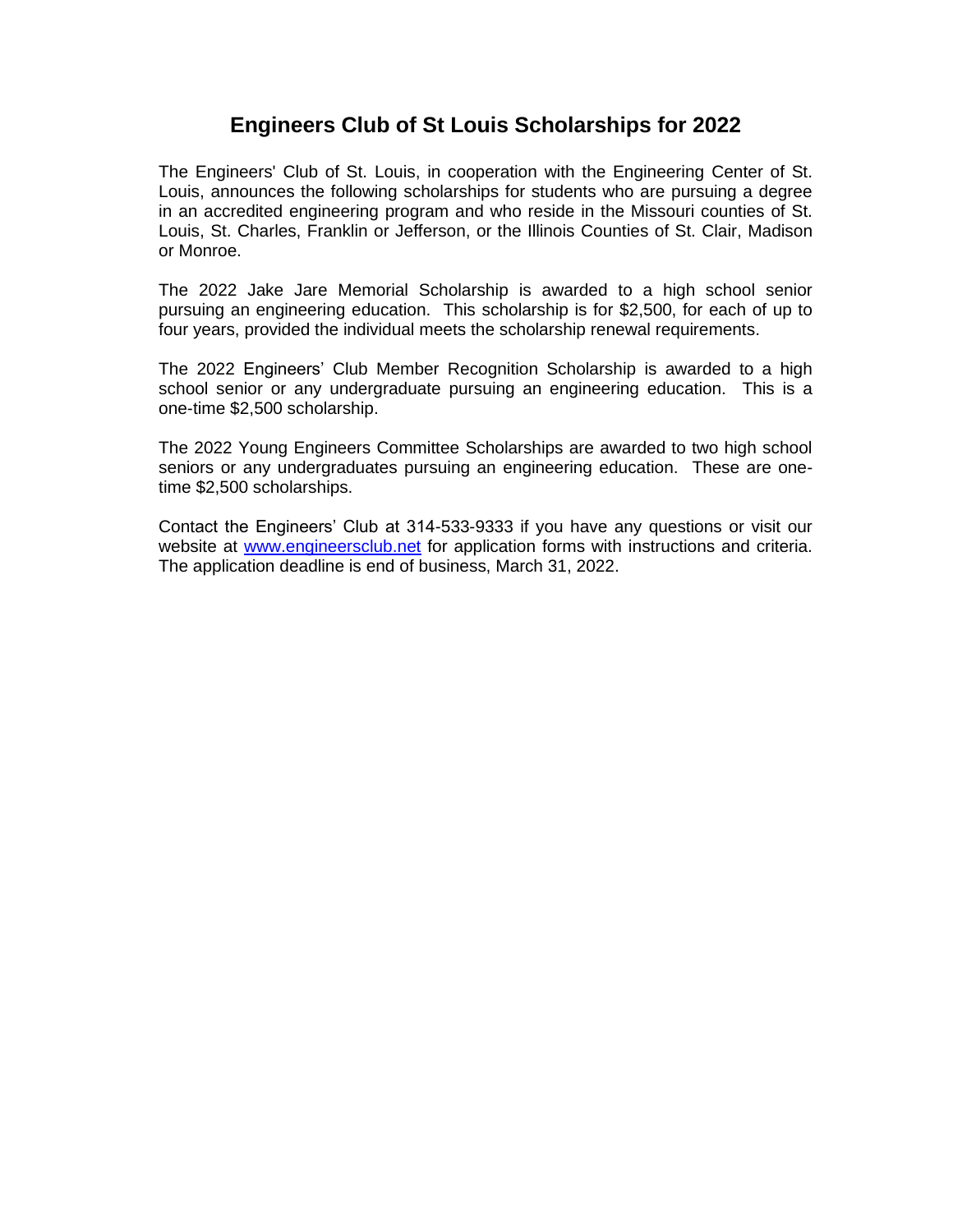# Engineers Club of St Louis Scholarships for 2022

The Engineers' Club of St. Louis, in cooperation with the Engineering Center of St. Louis, announces the following scholarships for students who are pursuing a degree in an accredited engineering program and who reside in the Missouri counties of St. Louis, St. Charles, Franklin or Jefferson, or the Illinois Counties of St. Clair, Madison or Monroe.

The 2022 Jake Jare Memorial Scholarship is awarded to a high school senior pursuing an engineering education. This scholarship is for $2,500, for each of up to four years, provided the individual meets the scholarship renewal requirements.

The 2022 Engineers' Club Member Recognition Scholarship is awarded to a high school senior or any undergraduate pursuing an engineering education. This is a one-time $2,500 scholarship.

The 2022 Young Engineers Committee Scholarships are awarded to two high school seniors or any undergraduates pursuing an engineering education. These are one-time $2,500 scholarships.

Contact the Engineers' Club at 314-533-9333 if you have any questions or visit our website at [www.engineersclub.net](http://www.engineersclub.net) for application forms with instructions and criteria. The application deadline is end of business, March 31, 2022.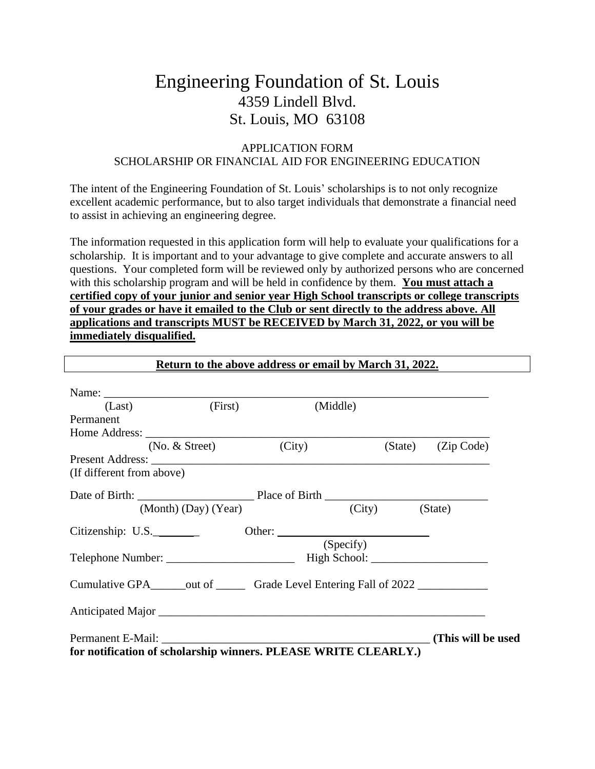# Engineering Foundation of St. Louis

4359 Lindell Blvd.
St. Louis, MO 63108

APPLICATION FORM
SCHOLARSHIP OR FINANCIAL AID FOR ENGINEERING EDUCATION

The intent of the Engineering Foundation of St. Louis' scholarships is to not only recognize excellent academic performance, but to also target individuals that demonstrate a financial need to assist in achieving an engineering degree.

The information requested in this application form will help to evaluate your qualifications for a scholarship. It is important and to your advantage to give complete and accurate answers to all questions. Your completed form will be reviewed only by authorized persons who are concerned with this scholarship program and will be held in confidence by them. **You must attach a certified copy of your junior and senior year High School transcripts or college transcripts of your grades or have it emailed to the Club or sent directly to the address above. All applications and transcripts MUST be RECEIVED by March 31, 2022, or you will be immediately disqualified.**

**Return to the above address or email by March 31, 2022.**

Name: ____________________________________________________________________
(Last) (First) (Middle)

Permanent
Home Address: ______________________________________________________________
(No. & Street) (City) (State) (Zip Code)

Present Address: _____________________________________________________________
(If different from above)

Date of Birth: ____________________ Place of Birth ____________________________
(Month) (Day) (Year) (City) (State)

Citizenship: U.S.________ Other: __________________________
(Specify)

Telephone Number: ______________________ High School: ____________________

Cumulative GPA______out of ______ Grade Level Entering Fall of 2022 ____________

Anticipated Major ___________________________________________________________

Permanent E-Mail: _______________________________________________ **(This will be used for notification of scholarship winners. PLEASE WRITE CLEARLY.)**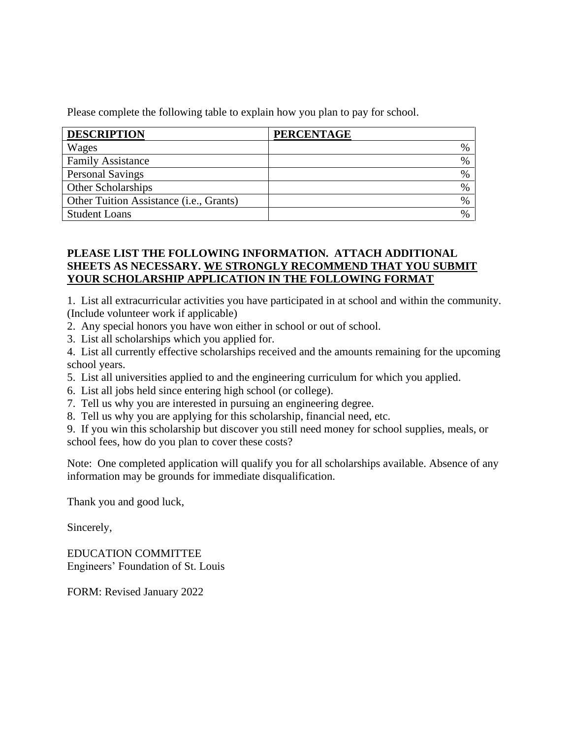Please complete the following table to explain how you plan to pay for school.

| **DESCRIPTION** | **PERCENTAGE** |
| --- | --- |
| Wages | % |
| Family Assistance | % |
| Personal Savings | % |
| Other Scholarships | % |
| Other Tuition Assistance (i.e., Grants) | % |
| Student Loans | % |

**PLEASE LIST THE FOLLOWING INFORMATION. ATTACH ADDITIONAL SHEETS AS NECESSARY. <u>WE STRONGLY RECOMMEND THAT YOU SUBMIT YOUR SCHOLARSHIP APPLICATION IN THE FOLLOWING FORMAT</u>**

1. List all extracurricular activities you have participated in at school and within the community. (Include volunteer work if applicable)
2. Any special honors you have won either in school or out of school.
3. List all scholarships which you applied for.
4. List all currently effective scholarships received and the amounts remaining for the upcoming school years.
5. List all universities applied to and the engineering curriculum for which you applied.
6. List all jobs held since entering high school (or college).
7. Tell us why you are interested in pursuing an engineering degree.
8. Tell us why you are applying for this scholarship, financial need, etc.
9. If you win this scholarship but discover you still need money for school supplies, meals, or school fees, how do you plan to cover these costs?

Note: One completed application will qualify you for all scholarships available. Absence of any information may be grounds for immediate disqualification.

Thank you and good luck,

Sincerely,

EDUCATION COMMITTEE
Engineers' Foundation of St. Louis

FORM: Revised January 2022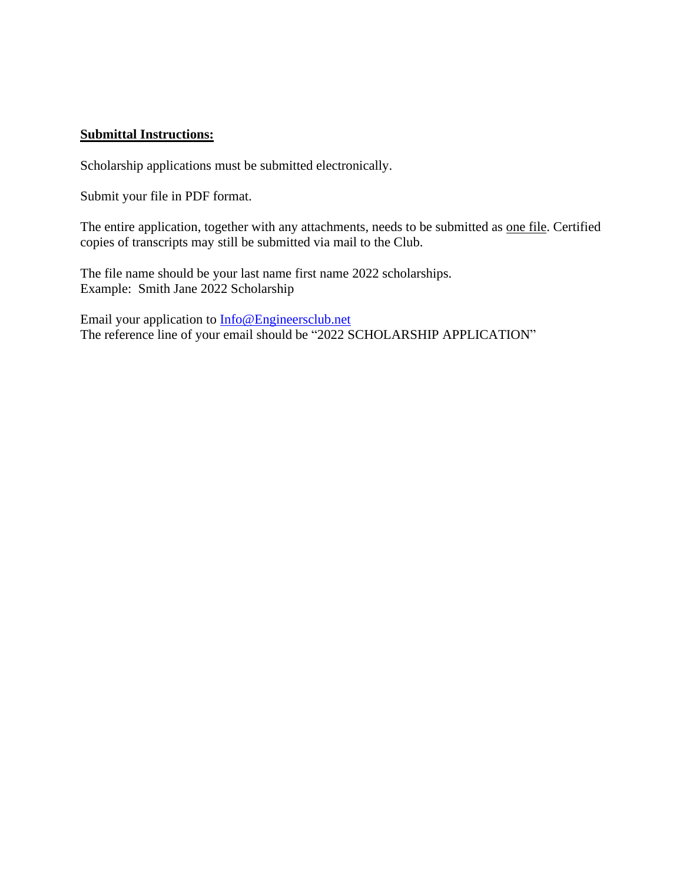**Submittal Instructions:**

Scholarship applications must be submitted electronically.

Submit your file in PDF format.

The entire application, together with any attachments, needs to be submitted as one file. Certified copies of transcripts may still be submitted via mail to the Club.

The file name should be your last name first name 2022 scholarships.
Example: Smith Jane 2022 Scholarship

Email your application to Info@Engineersclub.net
The reference line of your email should be "2022 SCHOLARSHIP APPLICATION"